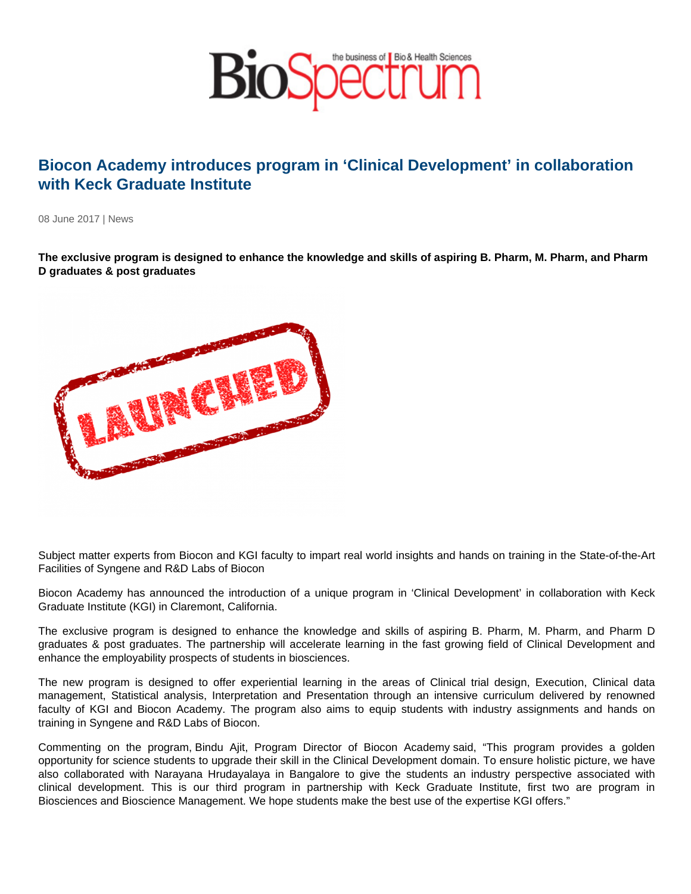# Biocon Academy introduces program in 'Clinical Development' in collaboration with Keck Graduate Institute

08 June 2017 | News

**The exclusive program is designed to enhance the knowledge and skills of aspiring B. Pharm, M. Pharm, and Pharm D graduates & post graduates**

Subject matter experts from Biocon and KGI faculty to impart real world insights and hands on training in the State-of-the-Art Facilities of Syngene and R&D Labs of Biocon

Biocon Academy has announced the introduction of a unique program in 'Clinical Development' in collaboration with Keck Graduate Institute (KGI) in Claremont, California.

The exclusive program is designed to enhance the knowledge and skills of aspiring B. Pharm, M. Pharm, and Pharm D graduates & post graduates. The partnership will accelerate learning in the fast growing field of Clinical Development and enhance the employability prospects of students in biosciences.

The new program is designed to offer experiential learning in the areas of Clinical trial design, Execution, Clinical data management, Statistical analysis, Interpretation and Presentation through an intensive curriculum delivered by renowned faculty of KGI and Biocon Academy. The program also aims to equip students with industry assignments and hands on training in Syngene and R&D Labs of Biocon.

Commenting on the program, Bindu Ajit, Program Director of Biocon Academy said, "This program provides a golden opportunity for science students to upgrade their skill in the Clinical Development domain. To ensure holistic picture, we have also collaborated with Narayana Hrudayalaya in Bangalore to give the students an industry perspective associated with clinical development. This is our third program in partnership with Keck Graduate Institute, first two are program in Biosciences and Bioscience Management. We hope students make the best use of the expertise KGI offers."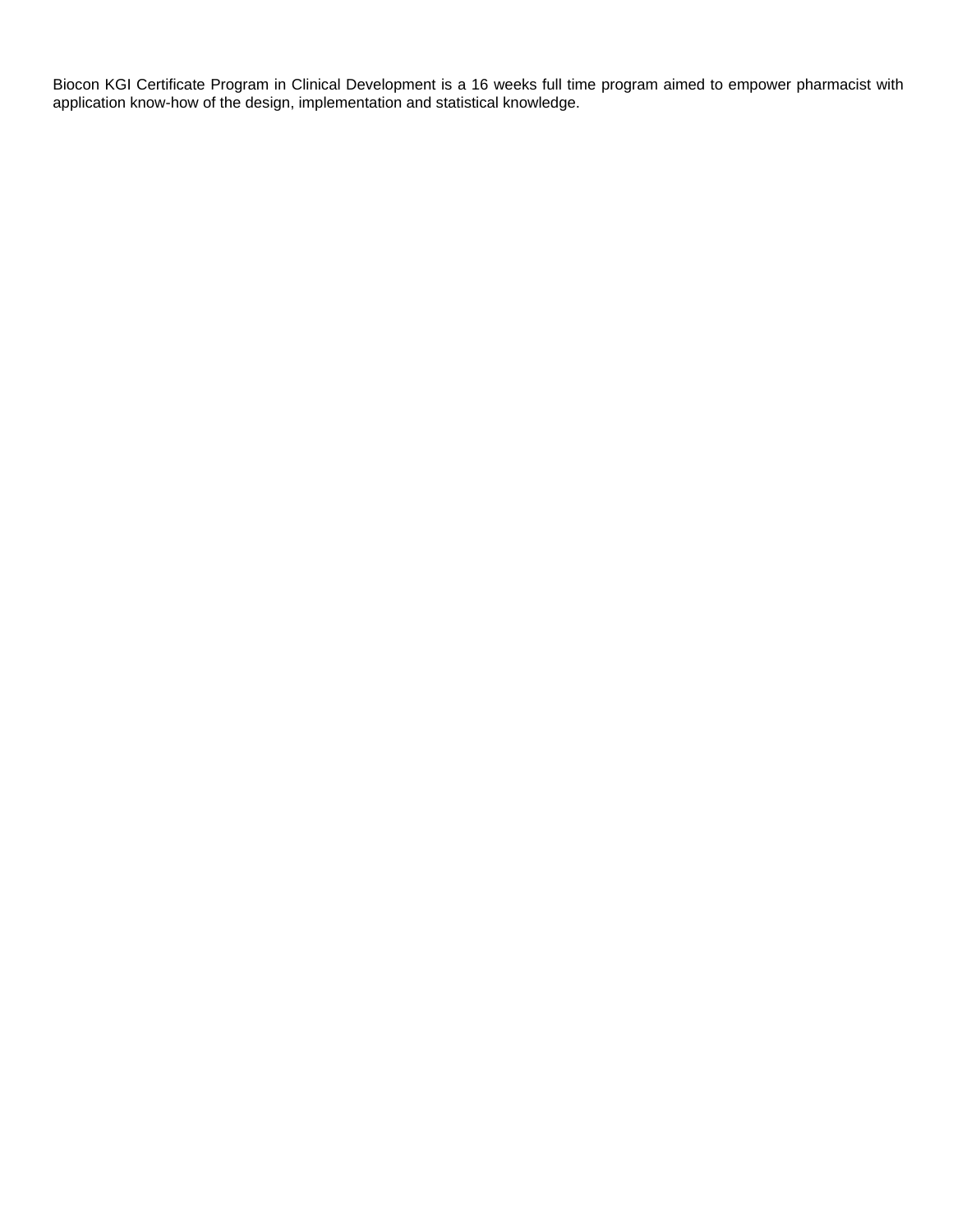Biocon KGI Certificate Program in Clinical Development is a 16 weeks full time program aimed to empower pharmacist with application know-how of the design, implementation and statistical knowledge.